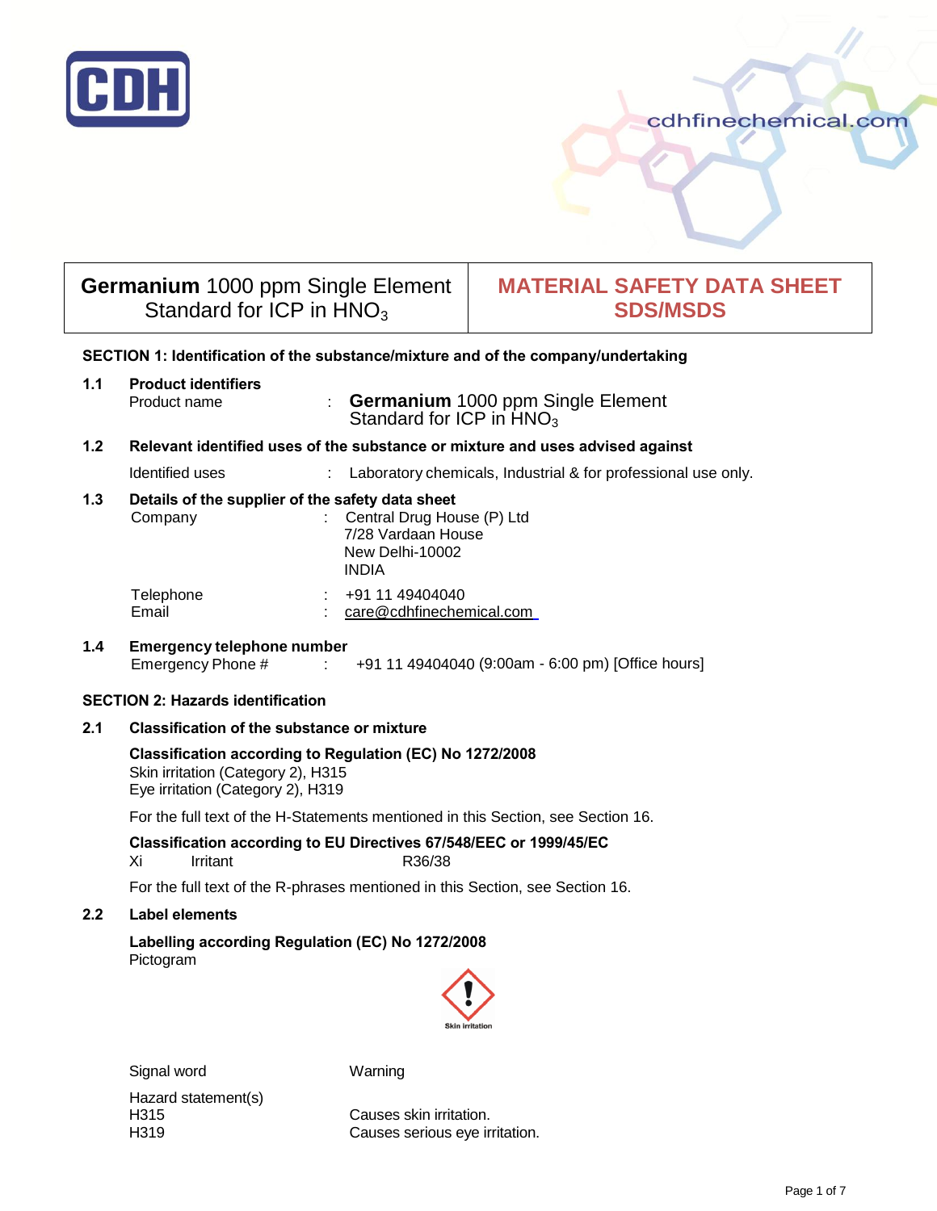**Germanium** 1000 ppm Single Element Standard for ICP in $HNO_3$

**MATERIAL SAFETY DATA SHEET SDS/MSDS**

## SECTION 1: Identification of the substance/mixture and of the company/undertaking

### 1.1 Product identifiers

Product name : **Germanium** 1000 ppm Single Element Standard for ICP in $HNO_3$

### 1.2 Relevant identified uses of the substance or mixture and uses advised against

Identified uses : Laboratory chemicals, Industrial & for professional use only.

### 1.3 Details of the supplier of the safety data sheet

Company : Central Drug House (P) Ltd
7/28 Vardaan House
New Delhi-10002
INDIA

Telephone : +91 11 49404040
Email : care@cdhfinechemical.com

### 1.4 Emergency telephone number

Emergency Phone # : +91 11 49404040 (9:00am - 6:00 pm) [Office hours]

## SECTION 2: Hazards identification

### 2.1 Classification of the substance or mixture

**Classification according to Regulation (EC) No 1272/2008**
Skin irritation (Category 2), H315
Eye irritation (Category 2), H319

For the full text of the H-Statements mentioned in this Section, see Section 16.

**Classification according to EU Directives 67/548/EEC or 1999/45/EC**
Xi Irritant R36/38

For the full text of the R-phrases mentioned in this Section, see Section 16.

### 2.2 Label elements

**Labelling according Regulation (EC) No 1272/2008**
Pictogram

Skin irritation

Signal word: Warning

Hazard statement(s)
H315 Causes skin irritation.
H319 Causes serious eye irritation.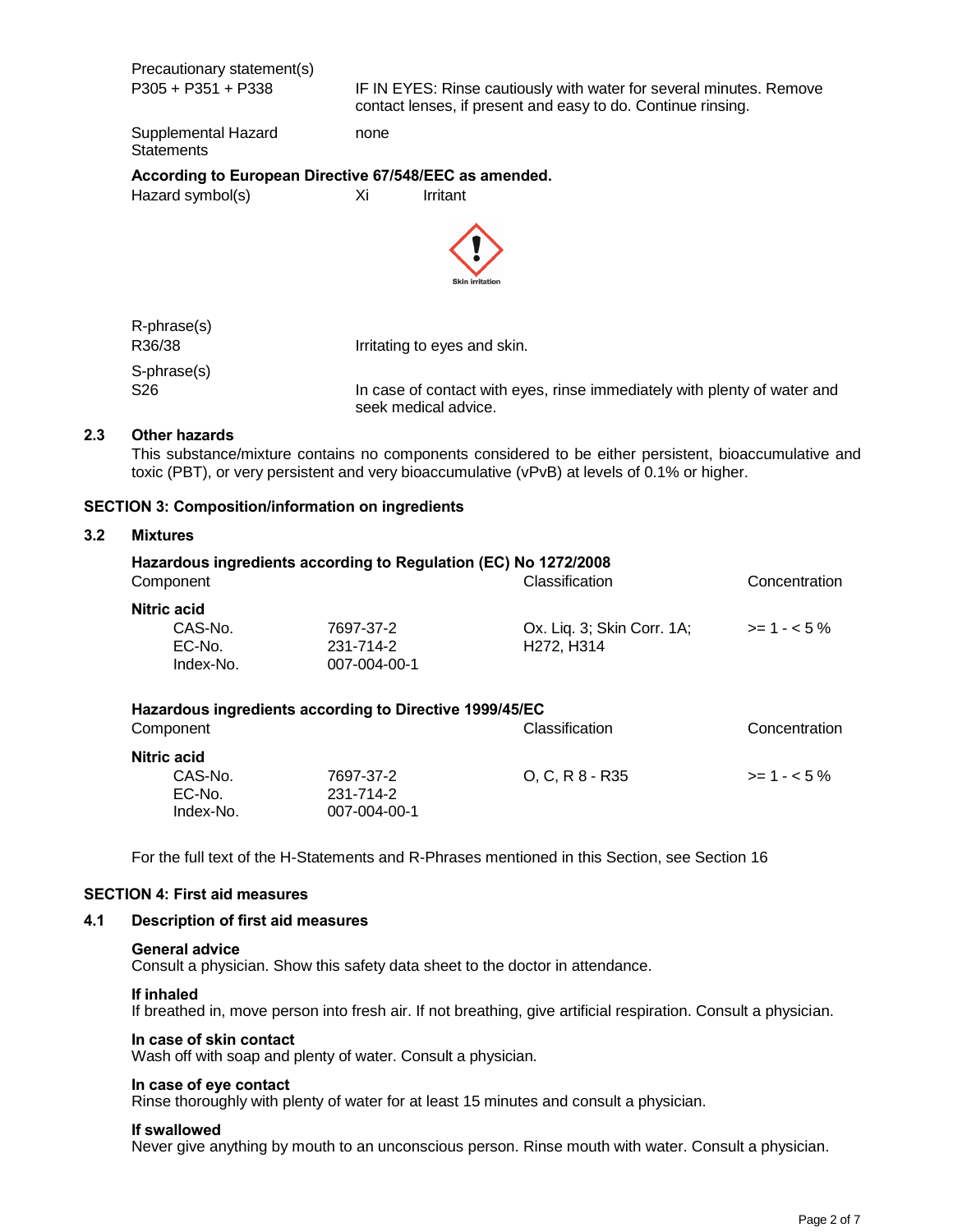Precautionary statement(s)

| | |
|---|---|
| P305 + P351 + P338 | IF IN EYES: Rinse cautiously with water for several minutes. Remove contact lenses, if present and easy to do. Continue rinsing. |
| Supplemental Hazard Statements | none |

**According to European Directive 67/548/EEC as amended.**

Hazard symbol(s) Xi Irritant

Skin irritation

R-phrase(s)

| | |
|---|---|
| R36/38 | Irritating to eyes and skin. |

S-phrase(s)

| | |
|---|---|
| S26 | In case of contact with eyes, rinse immediately with plenty of water and seek medical advice. |

## 2.3 Other hazards

This substance/mixture contains no components considered to be either persistent, bioaccumulative and toxic (PBT), or very persistent and very bioaccumulative (vPvB) at levels of 0.1% or higher.

## SECTION 3: Composition/information on ingredients

### 3.2 Mixtures

**Hazardous ingredients according to Regulation (EC) No 1272/2008**

| Component | | Classification | Concentration |
|---|---|---|---|
| **Nitric acid** | | | |
| CAS-No. | 7697-37-2 | Ox. Liq. 3; Skin Corr. 1A; H272, H314 | >= 1 - < 5 % |
| EC-No. | 231-714-2 | | |
| Index-No. | 007-004-00-1 | | |

**Hazardous ingredients according to Directive 1999/45/EC**

| Component | | Classification | Concentration |
|---|---|---|---|
| **Nitric acid** | | | |
| CAS-No. | 7697-37-2 | O, C, R 8 - R35 | >= 1 - < 5 % |
| EC-No. | 231-714-2 | | |
| Index-No. | 007-004-00-1 | | |

For the full text of the H-Statements and R-Phrases mentioned in this Section, see Section 16

## SECTION 4: First aid measures

### 4.1 Description of first aid measures

**General advice**
Consult a physician. Show this safety data sheet to the doctor in attendance.

**If inhaled**
If breathed in, move person into fresh air. If not breathing, give artificial respiration. Consult a physician.

**In case of skin contact**
Wash off with soap and plenty of water. Consult a physician.

**In case of eye contact**
Rinse thoroughly with plenty of water for at least 15 minutes and consult a physician.

**If swallowed**
Never give anything by mouth to an unconscious person. Rinse mouth with water. Consult a physician.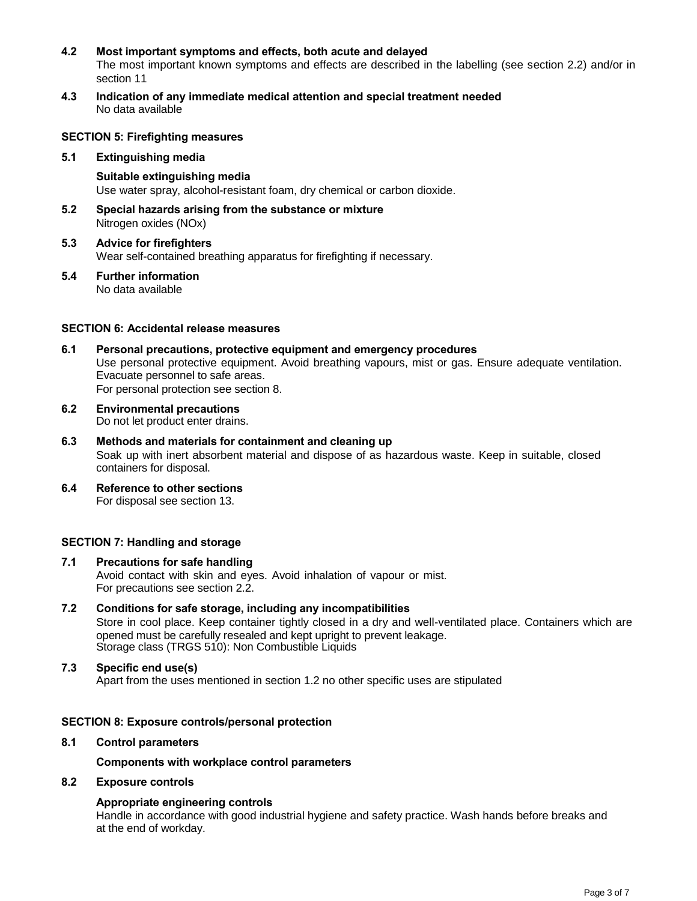**4.2 Most important symptoms and effects, both acute and delayed**

The most important known symptoms and effects are described in the labelling (see section 2.2) and/or in section 11

**4.3 Indication of any immediate medical attention and special treatment needed**

No data available

## SECTION 5: Firefighting measures

**5.1 Extinguishing media**

**Suitable extinguishing media**

Use water spray, alcohol-resistant foam, dry chemical or carbon dioxide.

**5.2 Special hazards arising from the substance or mixture**

Nitrogen oxides (NOx)

**5.3 Advice for firefighters**

Wear self-contained breathing apparatus for firefighting if necessary.

**5.4 Further information**

No data available

## SECTION 6: Accidental release measures

**6.1 Personal precautions, protective equipment and emergency procedures**

Use personal protective equipment. Avoid breathing vapours, mist or gas. Ensure adequate ventilation. Evacuate personnel to safe areas.
For personal protection see section 8.

**6.2 Environmental precautions**

Do not let product enter drains.

**6.3 Methods and materials for containment and cleaning up**

Soak up with inert absorbent material and dispose of as hazardous waste. Keep in suitable, closed containers for disposal.

**6.4 Reference to other sections**

For disposal see section 13.

## SECTION 7: Handling and storage

**7.1 Precautions for safe handling**

Avoid contact with skin and eyes. Avoid inhalation of vapour or mist.
For precautions see section 2.2.

**7.2 Conditions for safe storage, including any incompatibilities**

Store in cool place. Keep container tightly closed in a dry and well-ventilated place. Containers which are opened must be carefully resealed and kept upright to prevent leakage.
Storage class (TRGS 510): Non Combustible Liquids

**7.3 Specific end use(s)**

Apart from the uses mentioned in section 1.2 no other specific uses are stipulated

## SECTION 8: Exposure controls/personal protection

**8.1 Control parameters**

**Components with workplace control parameters**

**8.2 Exposure controls**

**Appropriate engineering controls**

Handle in accordance with good industrial hygiene and safety practice. Wash hands before breaks and at the end of workday.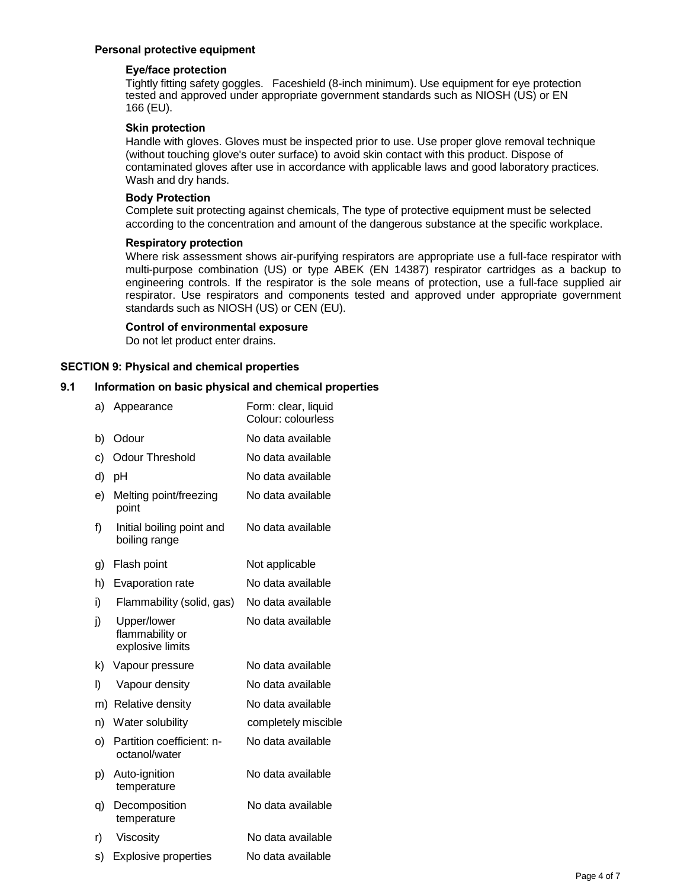**Personal protective equipment**

**Eye/face protection**

Tightly fitting safety goggles. Faceshield (8-inch minimum). Use equipment for eye protection tested and approved under appropriate government standards such as NIOSH (US) or EN 166 (EU).

**Skin protection**

Handle with gloves. Gloves must be inspected prior to use. Use proper glove removal technique (without touching glove's outer surface) to avoid skin contact with this product. Dispose of contaminated gloves after use in accordance with applicable laws and good laboratory practices. Wash and dry hands.

**Body Protection**

Complete suit protecting against chemicals, The type of protective equipment must be selected according to the concentration and amount of the dangerous substance at the specific workplace.

**Respiratory protection**

Where risk assessment shows air-purifying respirators are appropriate use a full-face respirator with multi-purpose combination (US) or type ABEK (EN 14387) respirator cartridges as a backup to engineering controls. If the respirator is the sole means of protection, use a full-face supplied air respirator. Use respirators and components tested and approved under appropriate government standards such as NIOSH (US) or CEN (EU).

**Control of environmental exposure**

Do not let product enter drains.

## SECTION 9: Physical and chemical properties

### 9.1 Information on basic physical and chemical properties

| | Property | Value |
|---|---|---|
| a) | Appearance | Form: clear, liquid<br>Colour: colourless |
| b) | Odour | No data available |
| c) | Odour Threshold | No data available |
| d) | pH | No data available |
| e) | Melting point/freezing point | No data available |
| f) | Initial boiling point and boiling range | No data available |
| g) | Flash point | Not applicable |
| h) | Evaporation rate | No data available |
| i) | Flammability (solid, gas) | No data available |
| j) | Upper/lower flammability or explosive limits | No data available |
| k) | Vapour pressure | No data available |
| l) | Vapour density | No data available |
| m) | Relative density | No data available |
| n) | Water solubility | completely miscible |
| o) | Partition coefficient: n-octanol/water | No data available |
| p) | Auto-ignition temperature | No data available |
| q) | Decomposition temperature | No data available |
| r) | Viscosity | No data available |
| s) | Explosive properties | No data available |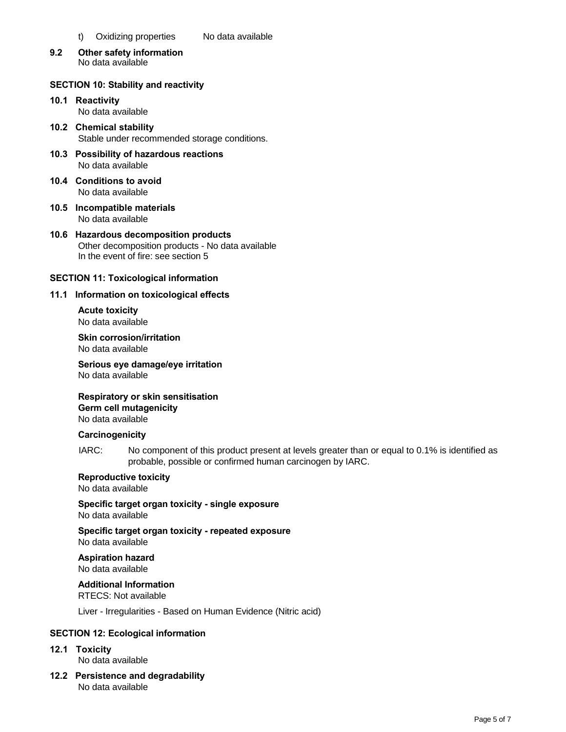t) Oxidizing properties No data available

**9.2 Other safety information**
No data available

## SECTION 10: Stability and reactivity

**10.1 Reactivity**
No data available

**10.2 Chemical stability**
Stable under recommended storage conditions.

**10.3 Possibility of hazardous reactions**
No data available

**10.4 Conditions to avoid**
No data available

**10.5 Incompatible materials**
No data available

**10.6 Hazardous decomposition products**
Other decomposition products - No data available
In the event of fire: see section 5

## SECTION 11: Toxicological information

**11.1 Information on toxicological effects**

**Acute toxicity**
No data available

**Skin corrosion/irritation**
No data available

**Serious eye damage/eye irritation**
No data available

**Respiratory or skin sensitisation**
**Germ cell mutagenicity**
No data available

**Carcinogenicity**

IARC: No component of this product present at levels greater than or equal to 0.1% is identified as probable, possible or confirmed human carcinogen by IARC.

**Reproductive toxicity**
No data available

**Specific target organ toxicity - single exposure**
No data available

**Specific target organ toxicity - repeated exposure**
No data available

**Aspiration hazard**
No data available

**Additional Information**
RTECS: Not available

Liver - Irregularities - Based on Human Evidence (Nitric acid)

## SECTION 12: Ecological information

**12.1 Toxicity**
No data available

**12.2 Persistence and degradability**
No data available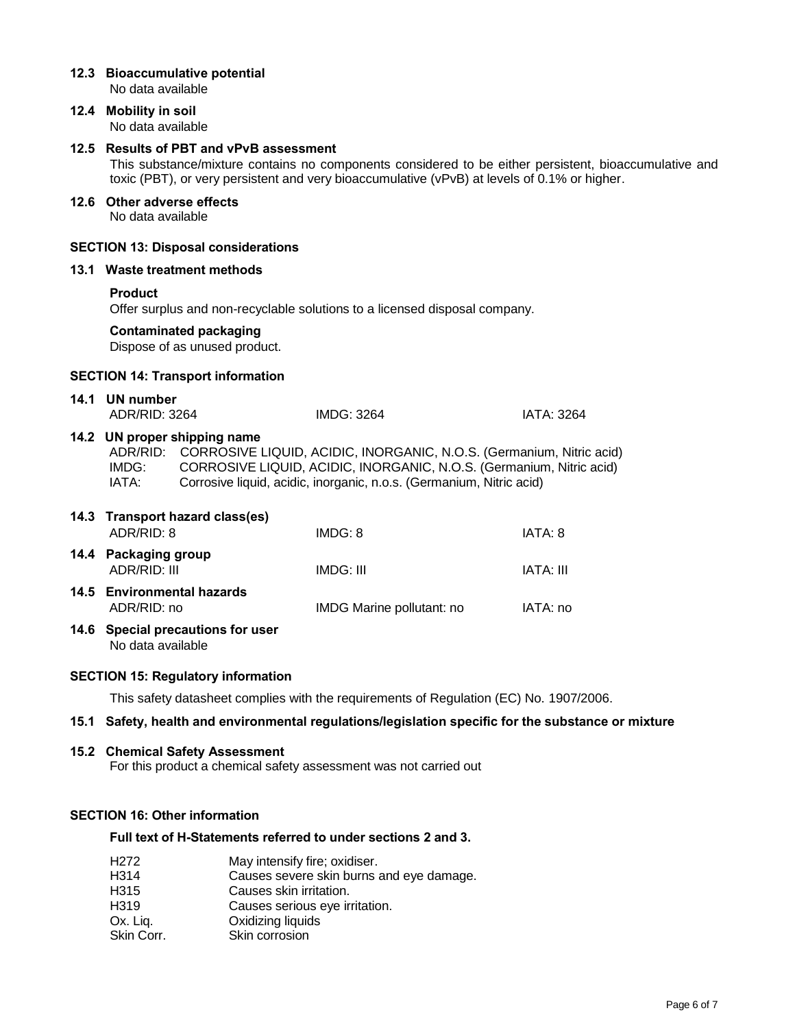### 12.3 Bioaccumulative potential

No data available

### 12.4 Mobility in soil

No data available

### 12.5 Results of PBT and vPvB assessment

This substance/mixture contains no components considered to be either persistent, bioaccumulative and toxic (PBT), or very persistent and very bioaccumulative (vPvB) at levels of 0.1% or higher.

### 12.6 Other adverse effects

No data available

## SECTION 13: Disposal considerations

### 13.1 Waste treatment methods

**Product**

Offer surplus and non-recyclable solutions to a licensed disposal company.

**Contaminated packaging**

Dispose of as unused product.

## SECTION 14: Transport information

### 14.1 UN number

| ADR/RID: 3264 | IMDG: 3264 | IATA: 3264 |
|---|---|---|

### 14.2 UN proper shipping name

ADR/RID: CORROSIVE LIQUID, ACIDIC, INORGANIC, N.O.S. (Germanium, Nitric acid)
IMDG: CORROSIVE LIQUID, ACIDIC, INORGANIC, N.O.S. (Germanium, Nitric acid)
IATA: Corrosive liquid, acidic, inorganic, n.o.s. (Germanium, Nitric acid)

### 14.3 Transport hazard class(es)

| ADR/RID: 8 | IMDG: 8 | IATA: 8 |
|---|---|---|

### 14.4 Packaging group

| ADR/RID: III | IMDG: III | IATA: III |
|---|---|---|

### 14.5 Environmental hazards

| ADR/RID: no | IMDG Marine pollutant: no | IATA: no |
|---|---|---|

### 14.6 Special precautions for user

No data available

## SECTION 15: Regulatory information

This safety datasheet complies with the requirements of Regulation (EC) No. 1907/2006.

### 15.1 Safety, health and environmental regulations/legislation specific for the substance or mixture

### 15.2 Chemical Safety Assessment

For this product a chemical safety assessment was not carried out

## SECTION 16: Other information

**Full text of H-Statements referred to under sections 2 and 3.**

| | |
|---|---|
| H272 | May intensify fire; oxidiser. |
| H314 | Causes severe skin burns and eye damage. |
| H315 | Causes skin irritation. |
| H319 | Causes serious eye irritation. |
| Ox. Liq. | Oxidizing liquids |
| Skin Corr. | Skin corrosion |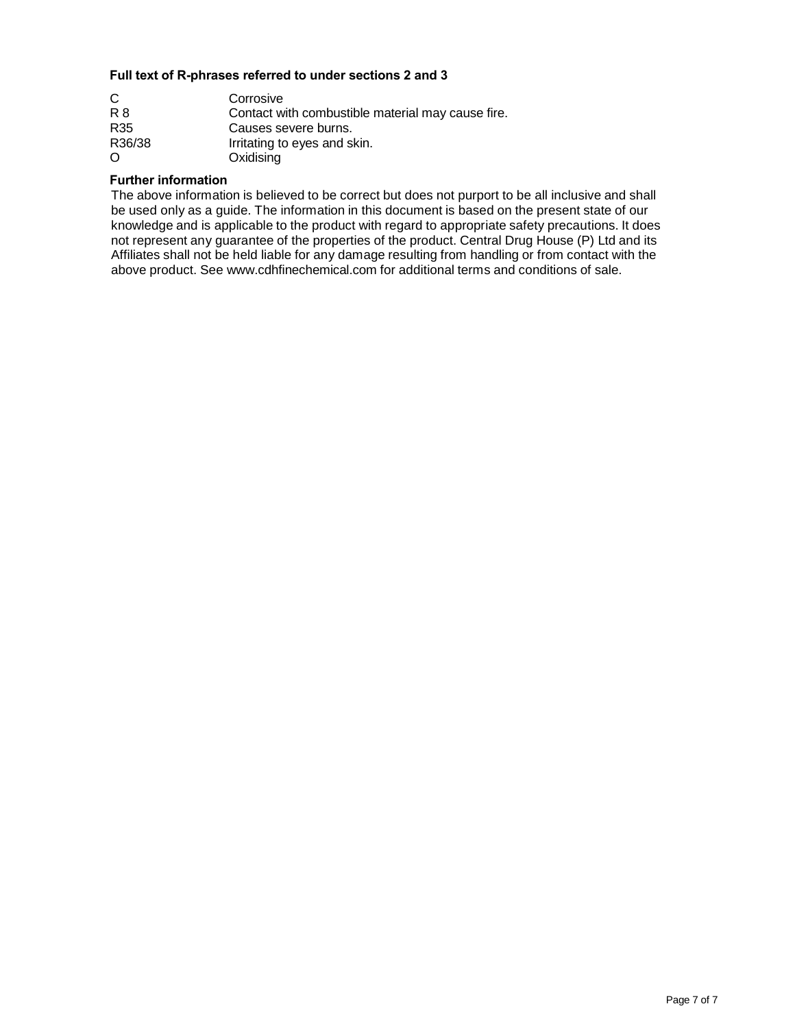**Full text of R-phrases referred to under sections 2 and 3**

| | |
|---|---|
| C | Corrosive |
| R 8 | Contact with combustible material may cause fire. |
| R35 | Causes severe burns. |
| R36/38 | Irritating to eyes and skin. |
| O | Oxidising |

**Further information**

The above information is believed to be correct but does not purport to be all inclusive and shall be used only as a guide. The information in this document is based on the present state of our knowledge and is applicable to the product with regard to appropriate safety precautions. It does not represent any guarantee of the properties of the product. Central Drug House (P) Ltd and its Affiliates shall not be held liable for any damage resulting from handling or from contact with the above product. See www.cdhfinechemical.com for additional terms and conditions of sale.